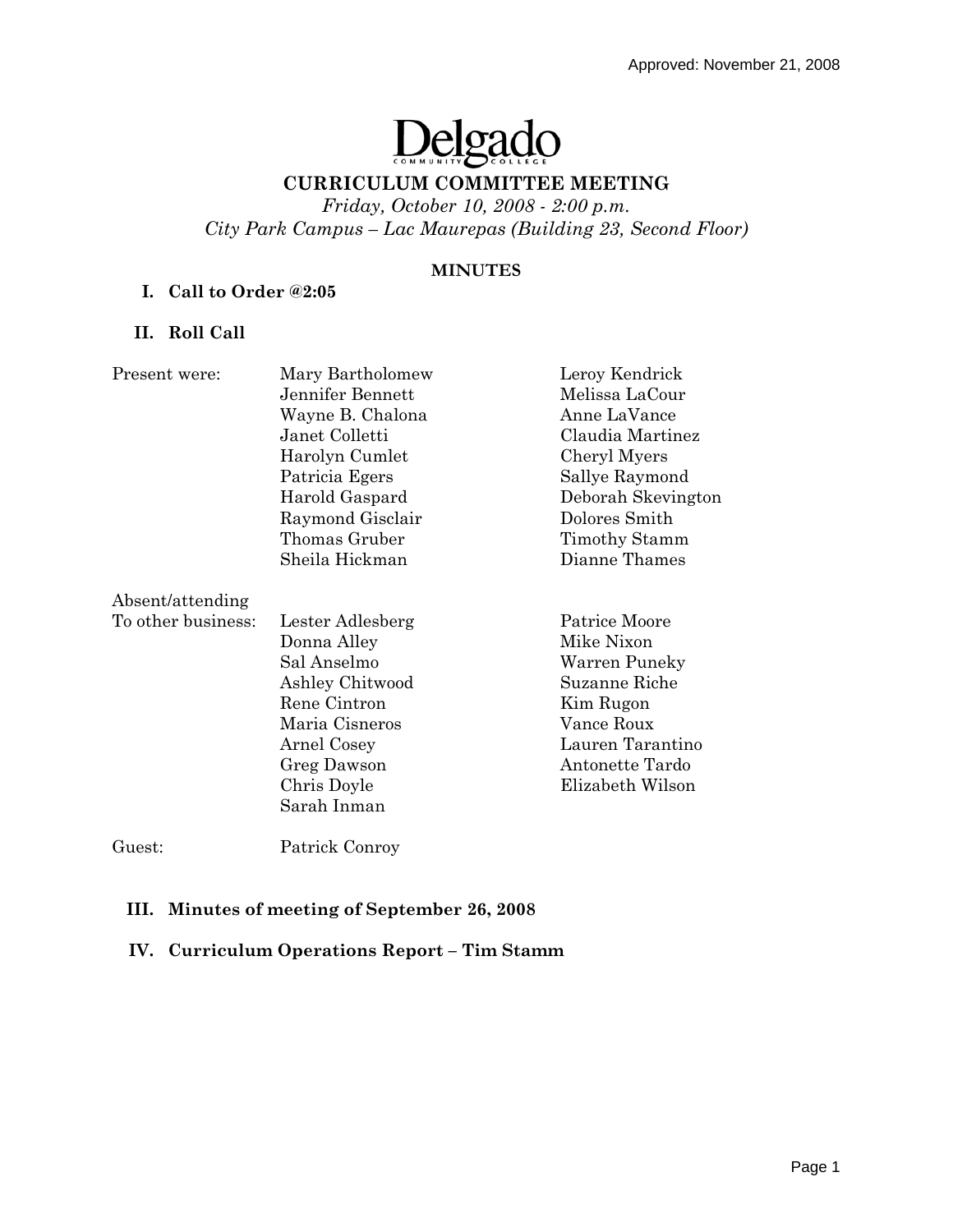Approved: November 21, 2008

Delgado Community College

# CURRICULUM COMMITTEE MEETING

*Friday, October 10, 2008 - 2:00 p.m.*
*City Park Campus – Lac Maurepas (Building 23, Second Floor)*

## MINUTES

**I. Call to Order @2:05**

**II. Roll Call**

Present were:

Mary Bartholomew
Jennifer Bennett
Wayne B. Chalona
Janet Colletti
Harolyn Cumlet
Patricia Egers
Harold Gaspard
Raymond Gisclair
Thomas Gruber
Sheila Hickman
Leroy Kendrick
Melissa LaCour
Anne LaVance
Claudia Martinez
Cheryl Myers
Sallye Raymond
Deborah Skevington
Dolores Smith
Timothy Stamm
Dianne Thames

Absent/attending To other business:

Lester Adlesberg
Donna Alley
Sal Anselmo
Ashley Chitwood
Rene Cintron
Maria Cisneros
Arnel Cosey
Greg Dawson
Chris Doyle
Sarah Inman
Patrice Moore
Mike Nixon
Warren Puneky
Suzanne Riche
Kim Rugon
Vance Roux
Lauren Tarantino
Antonette Tardo
Elizabeth Wilson

Guest: Patrick Conroy

**III. Minutes of meeting of September 26, 2008**

**IV. Curriculum Operations Report – Tim Stamm**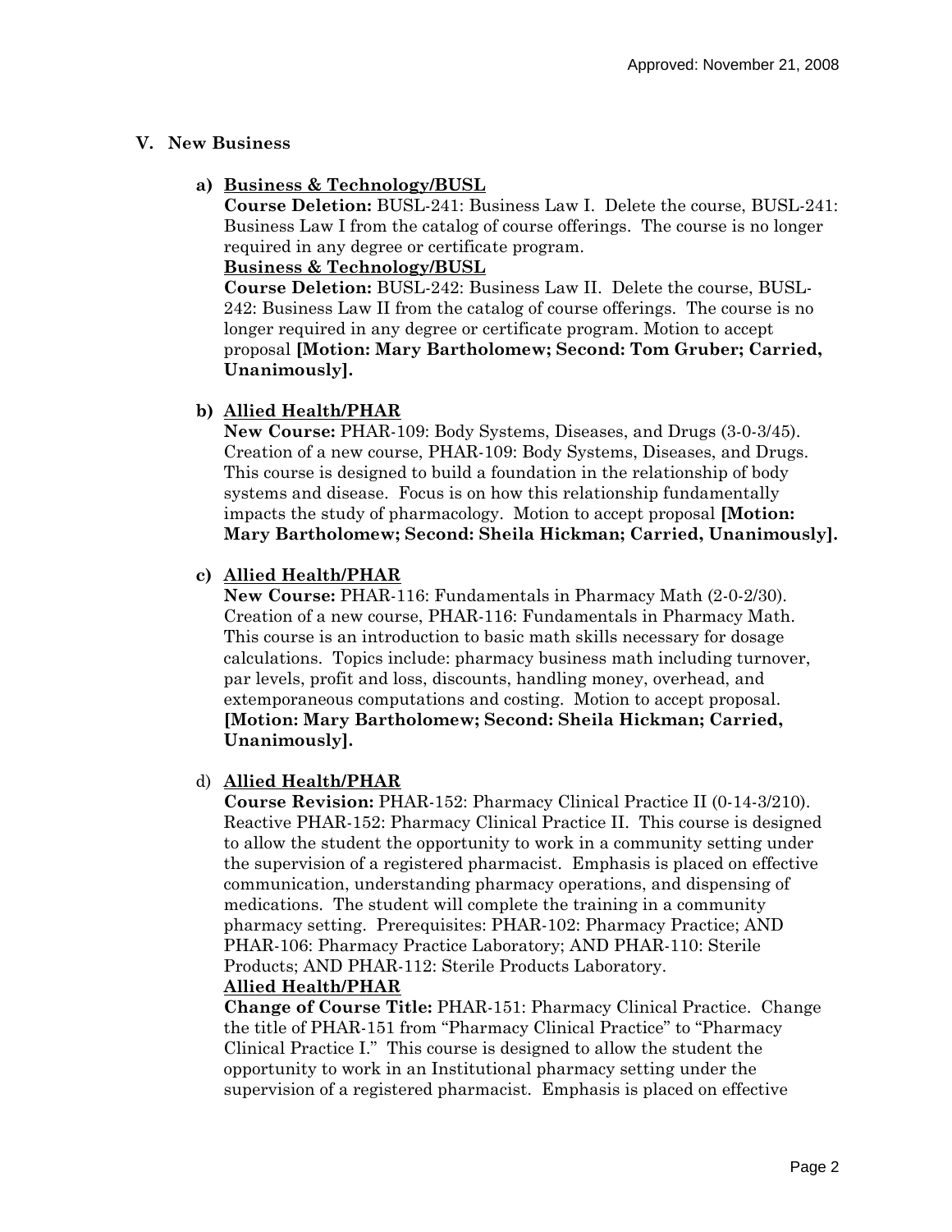Approved: November 21, 2008

## V. New Business

**a) <u>Business & Technology/BUSL</u>**

**Course Deletion:** BUSL-241: Business Law I. Delete the course, BUSL-241: Business Law I from the catalog of course offerings. The course is no longer required in any degree or certificate program.

**<u>Business & Technology/BUSL</u>**

**Course Deletion:** BUSL-242: Business Law II. Delete the course, BUSL-242: Business Law II from the catalog of course offerings. The course is no longer required in any degree or certificate program. Motion to accept proposal **[Motion: Mary Bartholomew; Second: Tom Gruber; Carried, Unanimously].**

**b) <u>Allied Health/PHAR</u>**

**New Course:** PHAR-109: Body Systems, Diseases, and Drugs (3-0-3/45). Creation of a new course, PHAR-109: Body Systems, Diseases, and Drugs. This course is designed to build a foundation in the relationship of body systems and disease. Focus is on how this relationship fundamentally impacts the study of pharmacology. Motion to accept proposal **[Motion: Mary Bartholomew; Second: Sheila Hickman; Carried, Unanimously].**

**c) <u>Allied Health/PHAR</u>**

**New Course:** PHAR-116: Fundamentals in Pharmacy Math (2-0-2/30). Creation of a new course, PHAR-116: Fundamentals in Pharmacy Math. This course is an introduction to basic math skills necessary for dosage calculations. Topics include: pharmacy business math including turnover, par levels, profit and loss, discounts, handling money, overhead, and extemporaneous computations and costing. Motion to accept proposal. **[Motion: Mary Bartholomew; Second: Sheila Hickman; Carried, Unanimously].**

d) **<u>Allied Health/PHAR</u>**

**Course Revision:** PHAR-152: Pharmacy Clinical Practice II (0-14-3/210). Reactive PHAR-152: Pharmacy Clinical Practice II. This course is designed to allow the student the opportunity to work in a community setting under the supervision of a registered pharmacist. Emphasis is placed on effective communication, understanding pharmacy operations, and dispensing of medications. The student will complete the training in a community pharmacy setting. Prerequisites: PHAR-102: Pharmacy Practice; AND PHAR-106: Pharmacy Practice Laboratory; AND PHAR-110: Sterile Products; AND PHAR-112: Sterile Products Laboratory.

**<u>Allied Health/PHAR</u>**

**Change of Course Title:** PHAR-151: Pharmacy Clinical Practice. Change the title of PHAR-151 from "Pharmacy Clinical Practice" to "Pharmacy Clinical Practice I." This course is designed to allow the student the opportunity to work in an Institutional pharmacy setting under the supervision of a registered pharmacist. Emphasis is placed on effective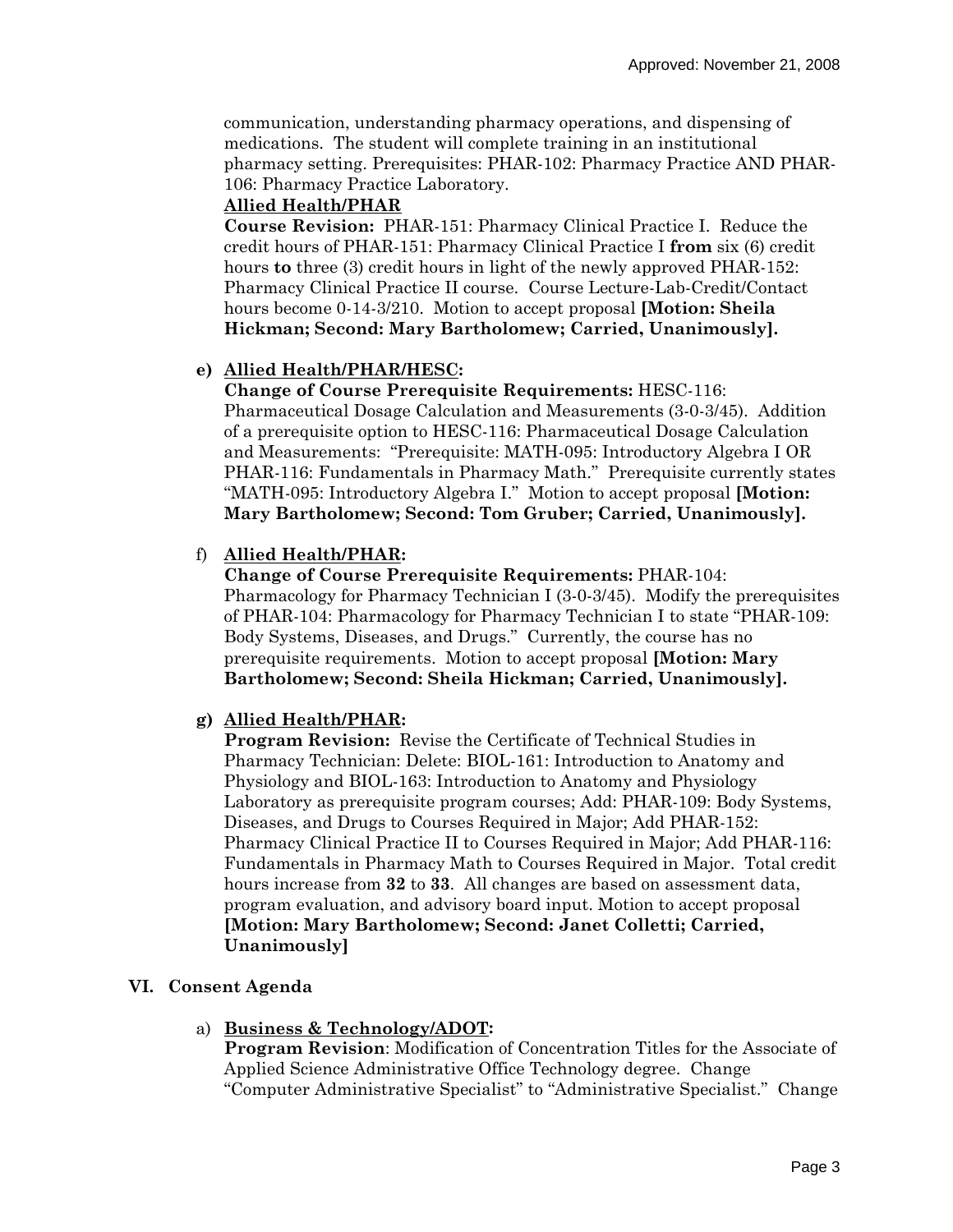communication, understanding pharmacy operations, and dispensing of medications. The student will complete training in an institutional pharmacy setting. Prerequisites: PHAR-102: Pharmacy Practice AND PHAR-106: Pharmacy Practice Laboratory.

**Allied Health/PHAR**

**Course Revision:** PHAR-151: Pharmacy Clinical Practice I. Reduce the credit hours of PHAR-151: Pharmacy Clinical Practice I **from** six (6) credit hours **to** three (3) credit hours in light of the newly approved PHAR-152: Pharmacy Clinical Practice II course. Course Lecture-Lab-Credit/Contact hours become 0-14-3/210. Motion to accept proposal **[Motion: Sheila Hickman; Second: Mary Bartholomew; Carried, Unanimously].**

**e) Allied Health/PHAR/HESC:**

**Change of Course Prerequisite Requirements:** HESC-116: Pharmaceutical Dosage Calculation and Measurements (3-0-3/45). Addition of a prerequisite option to HESC-116: Pharmaceutical Dosage Calculation and Measurements: "Prerequisite: MATH-095: Introductory Algebra I OR PHAR-116: Fundamentals in Pharmacy Math." Prerequisite currently states "MATH-095: Introductory Algebra I." Motion to accept proposal **[Motion: Mary Bartholomew; Second: Tom Gruber; Carried, Unanimously].**

f) **Allied Health/PHAR:**

**Change of Course Prerequisite Requirements:** PHAR-104: Pharmacology for Pharmacy Technician I (3-0-3/45). Modify the prerequisites of PHAR-104: Pharmacology for Pharmacy Technician I to state "PHAR-109: Body Systems, Diseases, and Drugs." Currently, the course has no prerequisite requirements. Motion to accept proposal **[Motion: Mary Bartholomew; Second: Sheila Hickman; Carried, Unanimously].**

**g) Allied Health/PHAR:**

**Program Revision:** Revise the Certificate of Technical Studies in Pharmacy Technician: Delete: BIOL-161: Introduction to Anatomy and Physiology and BIOL-163: Introduction to Anatomy and Physiology Laboratory as prerequisite program courses; Add: PHAR-109: Body Systems, Diseases, and Drugs to Courses Required in Major; Add PHAR-152: Pharmacy Clinical Practice II to Courses Required in Major; Add PHAR-116: Fundamentals in Pharmacy Math to Courses Required in Major. Total credit hours increase from **32** to **33**. All changes are based on assessment data, program evaluation, and advisory board input. Motion to accept proposal **[Motion: Mary Bartholomew; Second: Janet Colletti; Carried, Unanimously]**

## VI. Consent Agenda

a) **Business & Technology/ADOT:**

**Program Revision**: Modification of Concentration Titles for the Associate of Applied Science Administrative Office Technology degree. Change "Computer Administrative Specialist" to "Administrative Specialist." Change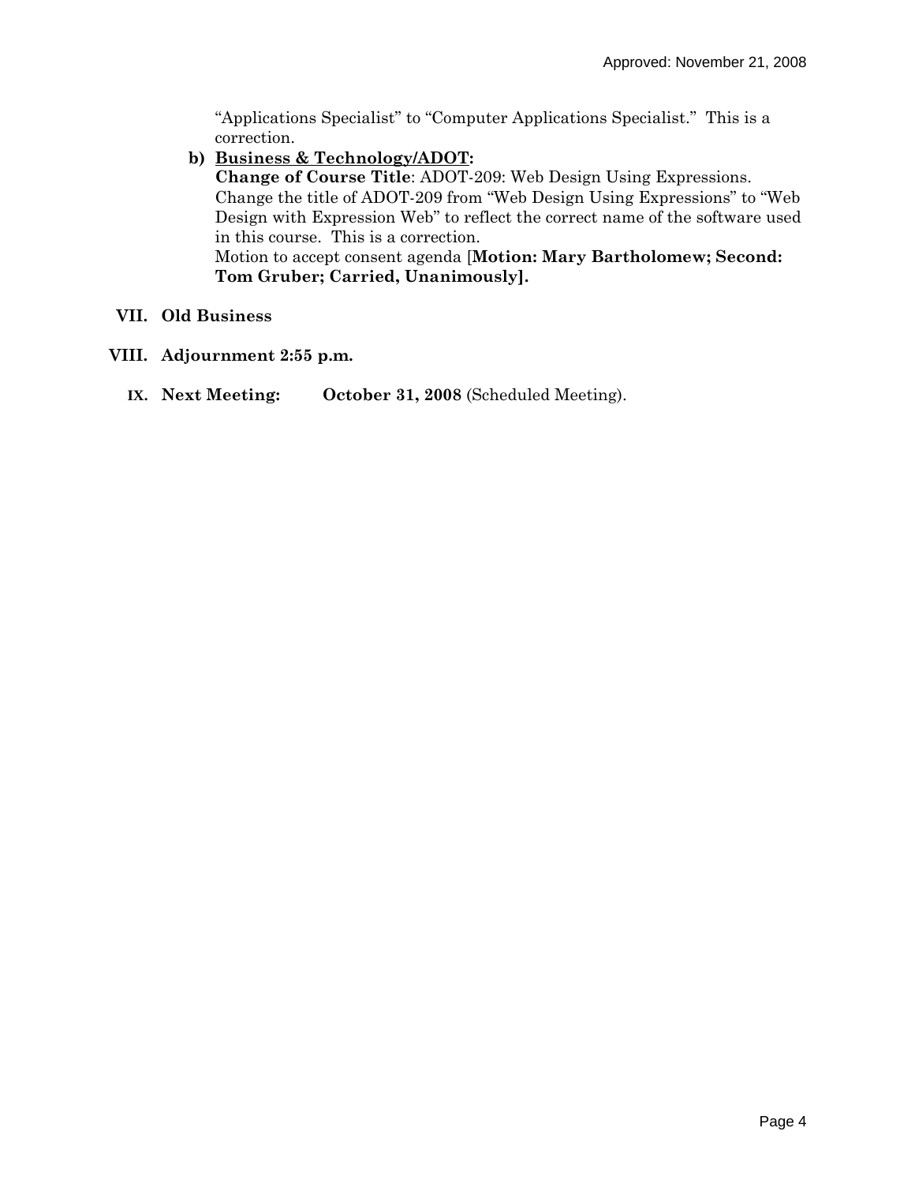"Applications Specialist" to "Computer Applications Specialist." This is a correction.

**b) Business & Technology/ADOT:**
**Change of Course Title**: ADOT-209: Web Design Using Expressions. Change the title of ADOT-209 from "Web Design Using Expressions" to "Web Design with Expression Web" to reflect the correct name of the software used in this course. This is a correction.
Motion to accept consent agenda [**Motion: Mary Bartholomew; Second: Tom Gruber; Carried, Unanimously].**

**VII. Old Business**

**VIII. Adjournment 2:55 p.m.**

**IX. Next Meeting: October 31, 2008** (Scheduled Meeting).